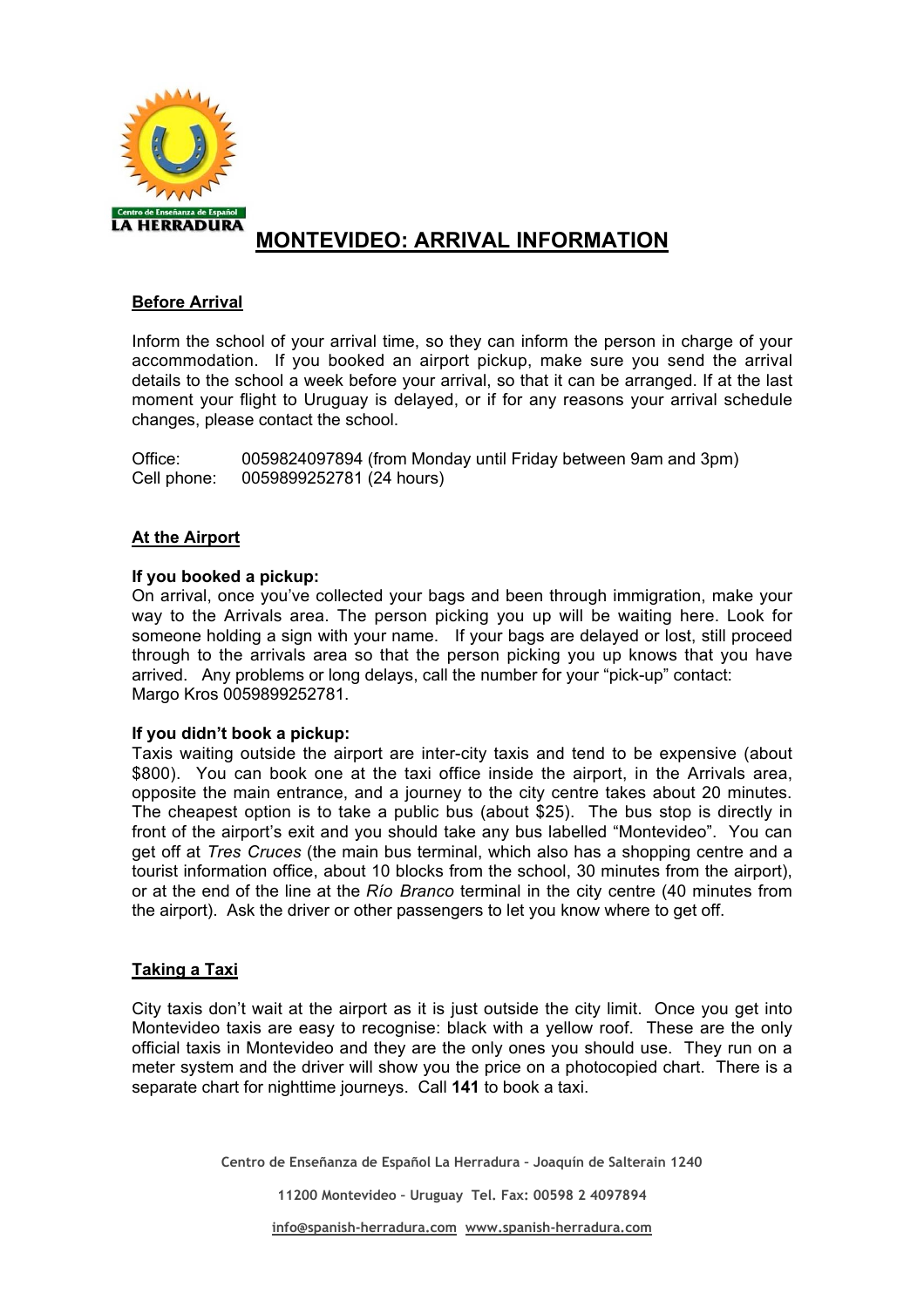# MONTEVIDEO: ARRIVAL INFORMATION

## Before Arrival

Inform the school of your arrival time, so they can inform the person in charge of your accommodation. If you booked an airport pickup, make sure you send the arrival details to the school a week before your arrival, so that it can be arranged. If at the last moment your flight to Uruguay is delayed, or if for any reasons your arrival schedule changes, please contact the school.

Office: 0059824097894 (from Monday until Friday between 9am and 3pm)
Cell phone: 0059899252781 (24 hours)

## At the Airport

**If you booked a pickup:**
On arrival, once you've collected your bags and been through immigration, make your way to the Arrivals area. The person picking you up will be waiting here. Look for someone holding a sign with your name. If your bags are delayed or lost, still proceed through to the arrivals area so that the person picking you up knows that you have arrived. Any problems or long delays, call the number for your "pick-up" contact:
Margo Kros 0059899252781.

**If you didn't book a pickup:**
Taxis waiting outside the airport are inter-city taxis and tend to be expensive (about $800). You can book one at the taxi office inside the airport, in the Arrivals area, opposite the main entrance, and a journey to the city centre takes about 20 minutes. The cheapest option is to take a public bus (about $25). The bus stop is directly in front of the airport's exit and you should take any bus labelled "Montevideo". You can get off at *Tres Cruces* (the main bus terminal, which also has a shopping centre and a tourist information office, about 10 blocks from the school, 30 minutes from the airport), or at the end of the line at the *Río Branco* terminal in the city centre (40 minutes from the airport). Ask the driver or other passengers to let you know where to get off.

## Taking a Taxi

City taxis don't wait at the airport as it is just outside the city limit. Once you get into Montevideo taxis are easy to recognise: black with a yellow roof. These are the only official taxis in Montevideo and they are the only ones you should use. They run on a meter system and the driver will show you the price on a photocopied chart. There is a separate chart for nighttime journeys. Call **141** to book a taxi.

Centro de Enseñanza de Español La Herradura – Joaquín de Salterain 1240

11200 Montevideo – Uruguay Tel. Fax: 00598 2 4097894

info@spanish-herradura.com www.spanish-herradura.com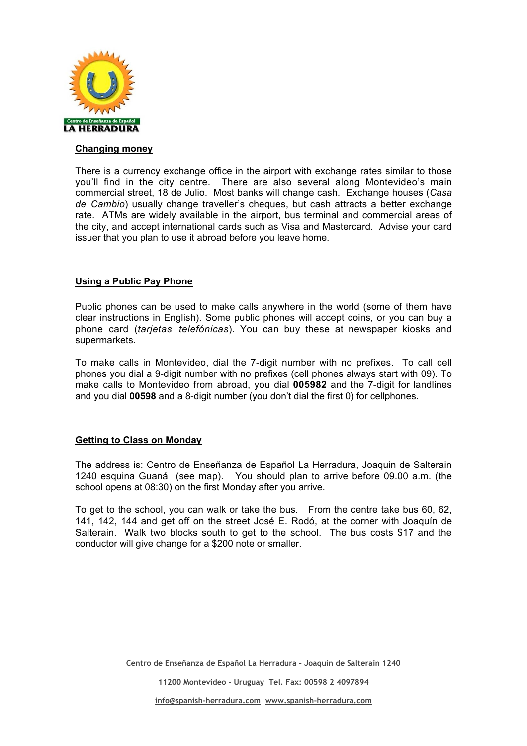## Changing money

There is a currency exchange office in the airport with exchange rates similar to those you'll find in the city centre. There are also several along Montevideo's main commercial street, 18 de Julio. Most banks will change cash. Exchange houses (*Casa de Cambio*) usually change traveller's cheques, but cash attracts a better exchange rate. ATMs are widely available in the airport, bus terminal and commercial areas of the city, and accept international cards such as Visa and Mastercard. Advise your card issuer that you plan to use it abroad before you leave home.

## Using a Public Pay Phone

Public phones can be used to make calls anywhere in the world (some of them have clear instructions in English). Some public phones will accept coins, or you can buy a phone card (*tarjetas telefónicas*). You can buy these at newspaper kiosks and supermarkets.

To make calls in Montevideo, dial the 7-digit number with no prefixes. To call cell phones you dial a 9-digit number with no prefixes (cell phones always start with 09). To make calls to Montevideo from abroad, you dial **005982** and the 7-digit for landlines and you dial **00598** and a 8-digit number (you don't dial the first 0) for cellphones.

## Getting to Class on Monday

The address is: Centro de Enseñanza de Español La Herradura, Joaquin de Salterain 1240 esquina Guaná (see map). You should plan to arrive before 09.00 a.m. (the school opens at 08:30) on the first Monday after you arrive.

To get to the school, you can walk or take the bus. From the centre take bus 60, 62, 141, 142, 144 and get off on the street José E. Rodó, at the corner with Joaquín de Salterain. Walk two blocks south to get to the school. The bus costs $17 and the conductor will give change for a $200 note or smaller.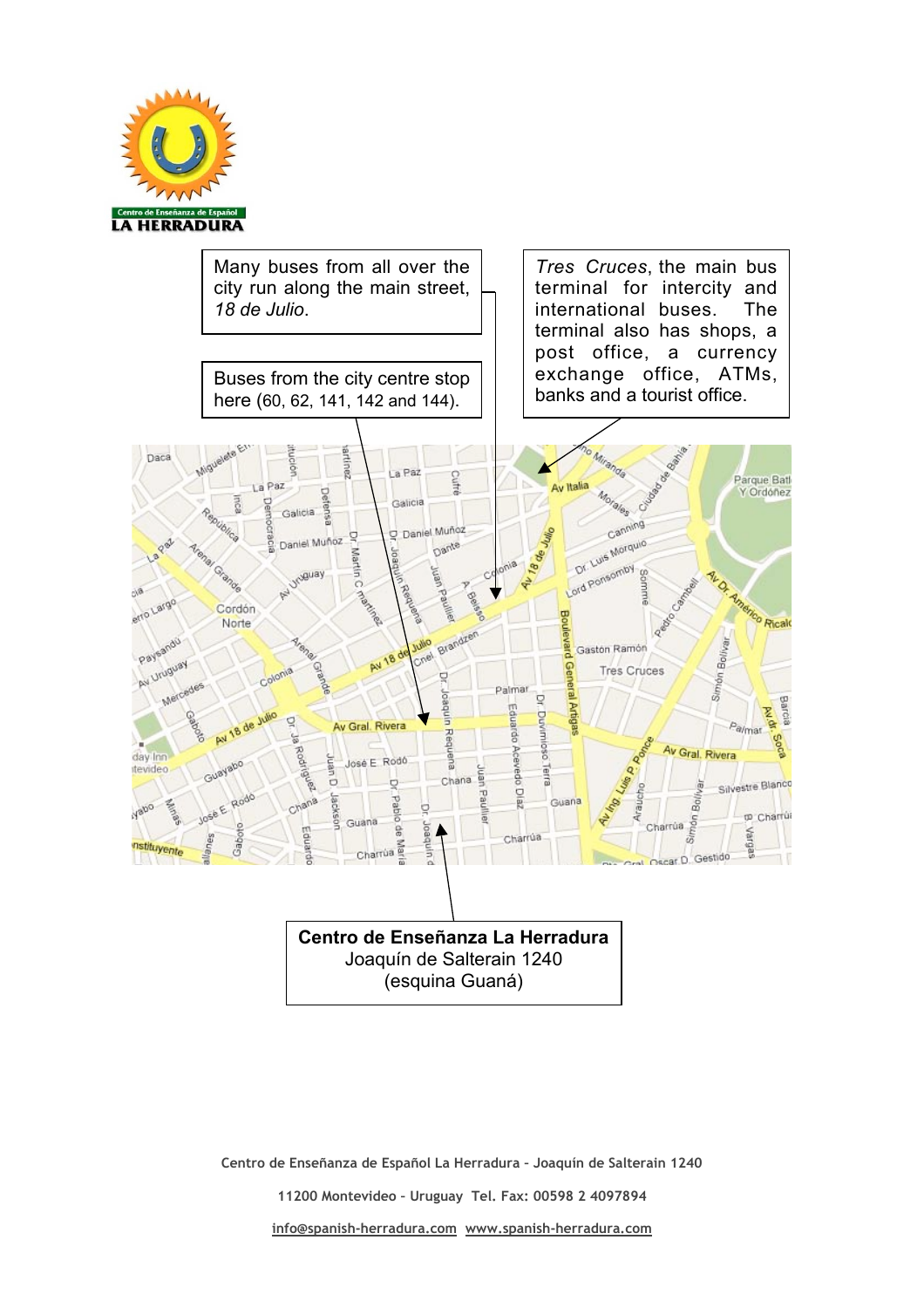Many buses from all over the city run along the main street, *18 de Julio*.

*Tres Cruces*, the main bus terminal for intercity and international buses. The terminal also has shops, a post office, a currency exchange office, ATMs, banks and a tourist office.

Buses from the city centre stop here (60, 62, 141, 142 and 144).

**Centro de Enseñanza La Herradura**
Joaquín de Salterain 1240
(esquina Guaná)

Centro de Enseñanza de Español La Herradura – Joaquín de Salterain 1240

11200 Montevideo – Uruguay Tel. Fax: 00598 2 4097894

info@spanish-herradura.com www.spanish-herradura.com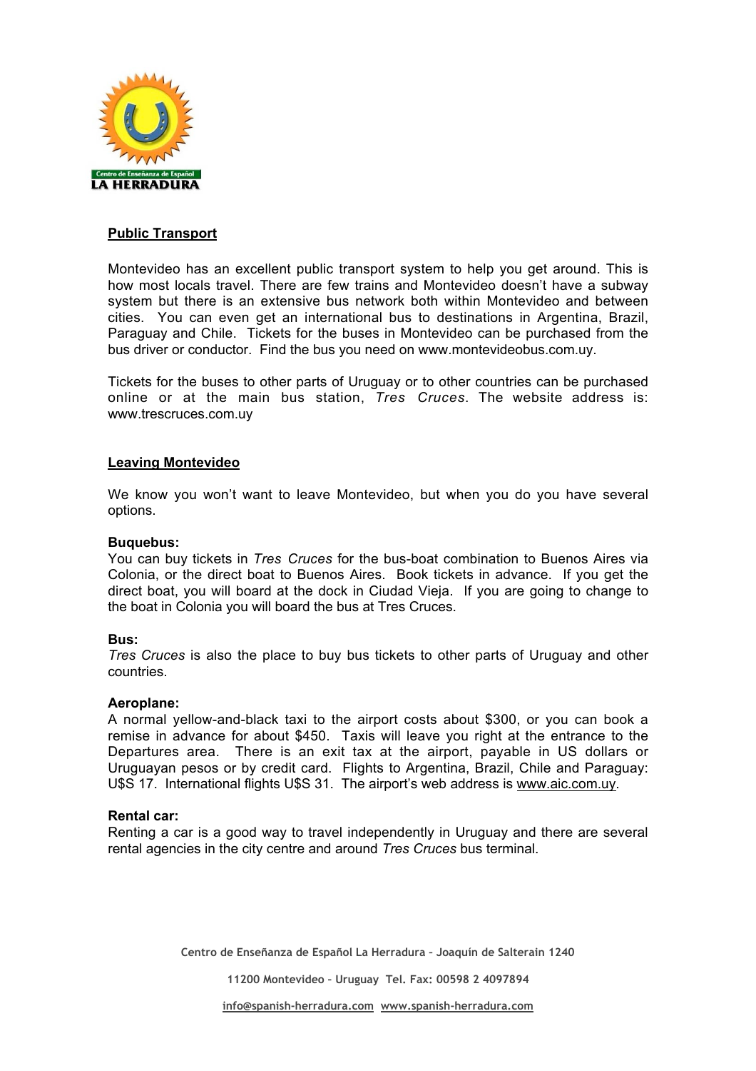## Public Transport

Montevideo has an excellent public transport system to help you get around. This is how most locals travel. There are few trains and Montevideo doesn't have a subway system but there is an extensive bus network both within Montevideo and between cities. You can even get an international bus to destinations in Argentina, Brazil, Paraguay and Chile. Tickets for the buses in Montevideo can be purchased from the bus driver or conductor. Find the bus you need on www.montevideobus.com.uy.

Tickets for the buses to other parts of Uruguay or to other countries can be purchased online or at the main bus station, *Tres Cruces*. The website address is: www.trescruces.com.uy

## Leaving Montevideo

We know you won't want to leave Montevideo, but when you do you have several options.

**Buquebus:**
You can buy tickets in *Tres Cruces* for the bus-boat combination to Buenos Aires via Colonia, or the direct boat to Buenos Aires. Book tickets in advance. If you get the direct boat, you will board at the dock in Ciudad Vieja. If you are going to change to the boat in Colonia you will board the bus at Tres Cruces.

**Bus:**
*Tres Cruces* is also the place to buy bus tickets to other parts of Uruguay and other countries.

**Aeroplane:**
A normal yellow-and-black taxi to the airport costs about $300, or you can book a remise in advance for about $450. Taxis will leave you right at the entrance to the Departures area. There is an exit tax at the airport, payable in US dollars or Uruguayan pesos or by credit card. Flights to Argentina, Brazil, Chile and Paraguay: U$S 17. International flights U$S 31. The airport's web address is www.aic.com.uy.

**Rental car:**
Renting a car is a good way to travel independently in Uruguay and there are several rental agencies in the city centre and around *Tres Cruces* bus terminal.